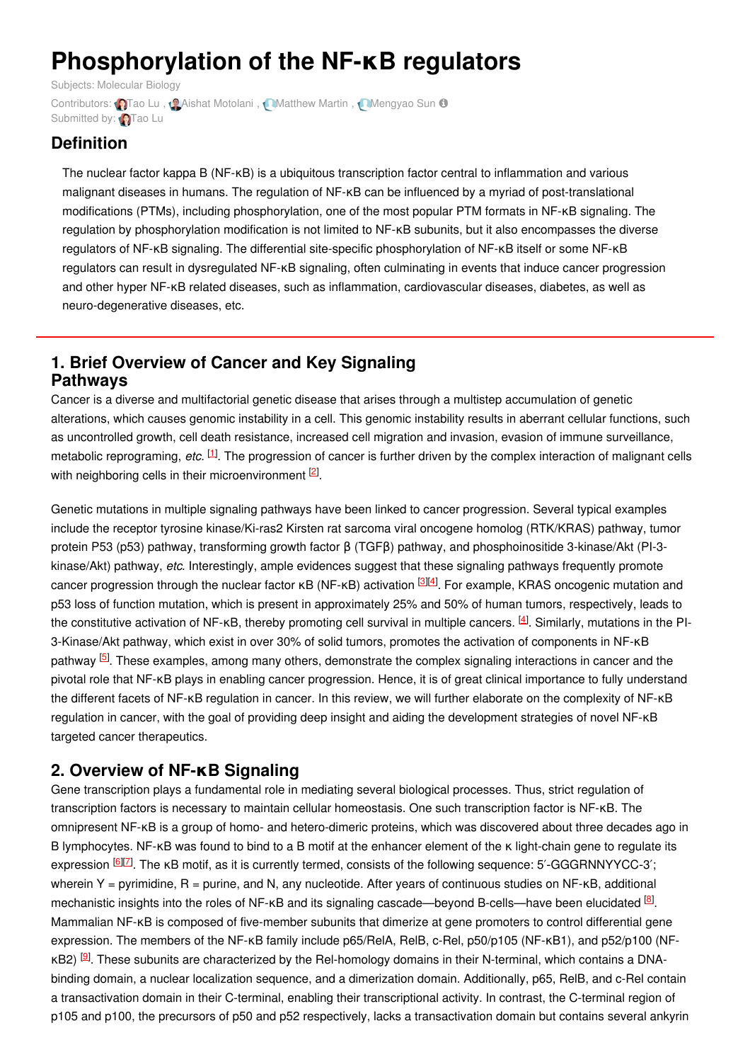# Phosphorylation of the NF-κB regulators

Subjects: Molecular Biology

Contributors: Tao Lu , Aishat Motolani , Matthew Martin , Mengyao Sun

Submitted by: Tao Lu

## Definition

The nuclear factor kappa B (NF-κB) is a ubiquitous transcription factor central to inflammation and various malignant diseases in humans. The regulation of NF-κB can be influenced by a myriad of post-translational modifications (PTMs), including phosphorylation, one of the most popular PTM formats in NF-κB signaling. The regulation by phosphorylation modification is not limited to NF-κB subunits, but it also encompasses the diverse regulators of NF-κB signaling. The differential site-specific phosphorylation of NF-κB itself or some NF-κB regulators can result in dysregulated NF-κB signaling, often culminating in events that induce cancer progression and other hyper NF-κB related diseases, such as inflammation, cardiovascular diseases, diabetes, as well as neuro-degenerative diseases, etc.

## 1. Brief Overview of Cancer and Key Signaling Pathways

Cancer is a diverse and multifactorial genetic disease that arises through a multistep accumulation of genetic alterations, which causes genomic instability in a cell. This genomic instability results in aberrant cellular functions, such as uncontrolled growth, cell death resistance, increased cell migration and invasion, evasion of immune surveillance, metabolic reprograming, *etc.* [1]. The progression of cancer is further driven by the complex interaction of malignant cells with neighboring cells in their microenvironment [2].

Genetic mutations in multiple signaling pathways have been linked to cancer progression. Several typical examples include the receptor tyrosine kinase/Ki-ras2 Kirsten rat sarcoma viral oncogene homolog (RTK/KRAS) pathway, tumor protein P53 (p53) pathway, transforming growth factor β (TGFβ) pathway, and phosphoinositide 3-kinase/Akt (PI-3-kinase/Akt) pathway, *etc*. Interestingly, ample evidences suggest that these signaling pathways frequently promote cancer progression through the nuclear factor κB (NF-κB) activation [3][4]. For example, KRAS oncogenic mutation and p53 loss of function mutation, which is present in approximately 25% and 50% of human tumors, respectively, leads to the constitutive activation of NF-κB, thereby promoting cell survival in multiple cancers. [4]. Similarly, mutations in the PI-3-Kinase/Akt pathway, which exist in over 30% of solid tumors, promotes the activation of components in NF-κB pathway [5]. These examples, among many others, demonstrate the complex signaling interactions in cancer and the pivotal role that NF-κB plays in enabling cancer progression. Hence, it is of great clinical importance to fully understand the different facets of NF-κB regulation in cancer. In this review, we will further elaborate on the complexity of NF-κB regulation in cancer, with the goal of providing deep insight and aiding the development strategies of novel NF-κB targeted cancer therapeutics.

## 2. Overview of NF-κB Signaling

Gene transcription plays a fundamental role in mediating several biological processes. Thus, strict regulation of transcription factors is necessary to maintain cellular homeostasis. One such transcription factor is NF-κB. The omnipresent NF-κB is a group of homo- and hetero-dimeric proteins, which was discovered about three decades ago in B lymphocytes. NF-κB was found to bind to a B motif at the enhancer element of the κ light-chain gene to regulate its expression [6][7]. The κB motif, as it is currently termed, consists of the following sequence: 5′-GGGRNNYYCC-3′; wherein Y = pyrimidine, R = purine, and N, any nucleotide. After years of continuous studies on NF-κB, additional mechanistic insights into the roles of NF-κB and its signaling cascade—beyond B-cells—have been elucidated [8]. Mammalian NF-κB is composed of five-member subunits that dimerize at gene promoters to control differential gene expression. The members of the NF-κB family include p65/RelA, RelB, c-Rel, p50/p105 (NF-κB1), and p52/p100 (NF-κB2) [9]. These subunits are characterized by the Rel-homology domains in their N-terminal, which contains a DNA-binding domain, a nuclear localization sequence, and a dimerization domain. Additionally, p65, RelB, and c-Rel contain a transactivation domain in their C-terminal, enabling their transcriptional activity. In contrast, the C-terminal region of p105 and p100, the precursors of p50 and p52 respectively, lacks a transactivation domain but contains several ankyrin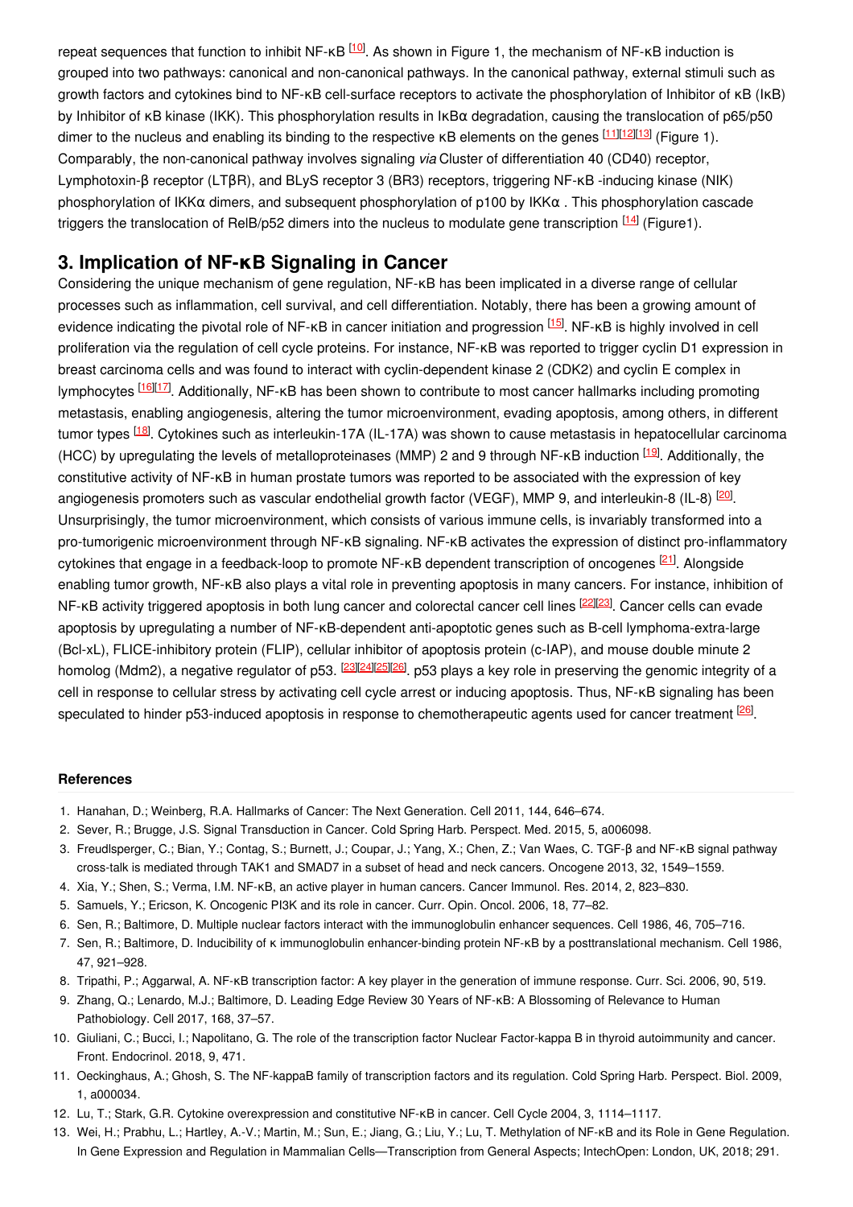repeat sequences that function to inhibit NF-κB [10]. As shown in Figure 1, the mechanism of NF-κB induction is grouped into two pathways: canonical and non-canonical pathways. In the canonical pathway, external stimuli such as growth factors and cytokines bind to NF-κB cell-surface receptors to activate the phosphorylation of Inhibitor of κB (IκB) by Inhibitor of κB kinase (IKK). This phosphorylation results in IκBα degradation, causing the translocation of p65/p50 dimer to the nucleus and enabling its binding to the respective κB elements on the genes [11][12][13] (Figure 1). Comparably, the non-canonical pathway involves signaling *via* Cluster of differentiation 40 (CD40) receptor, Lymphotoxin-β receptor (LTβR), and BLyS receptor 3 (BR3) receptors, triggering NF-κB -inducing kinase (NIK) phosphorylation of IKKα dimers, and subsequent phosphorylation of p100 by IKKα . This phosphorylation cascade triggers the translocation of RelB/p52 dimers into the nucleus to modulate gene transcription [14] (Figure1).

## 3. Implication of NF-κB Signaling in Cancer

Considering the unique mechanism of gene regulation, NF-κB has been implicated in a diverse range of cellular processes such as inflammation, cell survival, and cell differentiation. Notably, there has been a growing amount of evidence indicating the pivotal role of NF-κB in cancer initiation and progression [15]. NF-κB is highly involved in cell proliferation via the regulation of cell cycle proteins. For instance, NF-κB was reported to trigger cyclin D1 expression in breast carcinoma cells and was found to interact with cyclin-dependent kinase 2 (CDK2) and cyclin E complex in lymphocytes [16][17]. Additionally, NF-κB has been shown to contribute to most cancer hallmarks including promoting metastasis, enabling angiogenesis, altering the tumor microenvironment, evading apoptosis, among others, in different tumor types [18]. Cytokines such as interleukin-17A (IL-17A) was shown to cause metastasis in hepatocellular carcinoma (HCC) by upregulating the levels of metalloproteinases (MMP) 2 and 9 through NF-κB induction [19]. Additionally, the constitutive activity of NF-κB in human prostate tumors was reported to be associated with the expression of key angiogenesis promoters such as vascular endothelial growth factor (VEGF), MMP 9, and interleukin-8 (IL-8) [20]. Unsurprisingly, the tumor microenvironment, which consists of various immune cells, is invariably transformed into a pro-tumorigenic microenvironment through NF-κB signaling. NF-κB activates the expression of distinct pro-inflammatory cytokines that engage in a feedback-loop to promote NF-κB dependent transcription of oncogenes [21]. Alongside enabling tumor growth, NF-κB also plays a vital role in preventing apoptosis in many cancers. For instance, inhibition of NF-κB activity triggered apoptosis in both lung cancer and colorectal cancer cell lines [22][23]. Cancer cells can evade apoptosis by upregulating a number of NF-κB-dependent anti-apoptotic genes such as B-cell lymphoma-extra-large (Bcl-xL), FLICE-inhibitory protein (FLIP), cellular inhibitor of apoptosis protein (c-IAP), and mouse double minute 2 homolog (Mdm2), a negative regulator of p53. [23][24][25][26]. p53 plays a key role in preserving the genomic integrity of a cell in response to cellular stress by activating cell cycle arrest or inducing apoptosis. Thus, NF-κB signaling has been speculated to hinder p53-induced apoptosis in response to chemotherapeutic agents used for cancer treatment [26].

### References

1. Hanahan, D.; Weinberg, R.A. Hallmarks of Cancer: The Next Generation. Cell 2011, 144, 646–674.
2. Sever, R.; Brugge, J.S. Signal Transduction in Cancer. Cold Spring Harb. Perspect. Med. 2015, 5, a006098.
3. Freudlsperger, C.; Bian, Y.; Contag, S.; Burnett, J.; Coupar, J.; Yang, X.; Chen, Z.; Van Waes, C. TGF-β and NF-κB signal pathway cross-talk is mediated through TAK1 and SMAD7 in a subset of head and neck cancers. Oncogene 2013, 32, 1549–1559.
4. Xia, Y.; Shen, S.; Verma, I.M. NF-κB, an active player in human cancers. Cancer Immunol. Res. 2014, 2, 823–830.
5. Samuels, Y.; Ericson, K. Oncogenic PI3K and its role in cancer. Curr. Opin. Oncol. 2006, 18, 77–82.
6. Sen, R.; Baltimore, D. Multiple nuclear factors interact with the immunoglobulin enhancer sequences. Cell 1986, 46, 705–716.
7. Sen, R.; Baltimore, D. Inducibility of κ immunoglobulin enhancer-binding protein NF-κB by a posttranslational mechanism. Cell 1986, 47, 921–928.
8. Tripathi, P.; Aggarwal, A. NF-κB transcription factor: A key player in the generation of immune response. Curr. Sci. 2006, 90, 519.
9. Zhang, Q.; Lenardo, M.J.; Baltimore, D. Leading Edge Review 30 Years of NF-κB: A Blossoming of Relevance to Human Pathobiology. Cell 2017, 168, 37–57.
10. Giuliani, C.; Bucci, I.; Napolitano, G. The role of the transcription factor Nuclear Factor-kappa B in thyroid autoimmunity and cancer. Front. Endocrinol. 2018, 9, 471.
11. Oeckinghaus, A.; Ghosh, S. The NF-kappaB family of transcription factors and its regulation. Cold Spring Harb. Perspect. Biol. 2009, 1, a000034.
12. Lu, T.; Stark, G.R. Cytokine overexpression and constitutive NF-κB in cancer. Cell Cycle 2004, 3, 1114–1117.
13. Wei, H.; Prabhu, L.; Hartley, A.-V.; Martin, M.; Sun, E.; Jiang, G.; Liu, Y.; Lu, T. Methylation of NF-κB and its Role in Gene Regulation. In Gene Expression and Regulation in Mammalian Cells—Transcription from General Aspects; IntechOpen: London, UK, 2018; 291.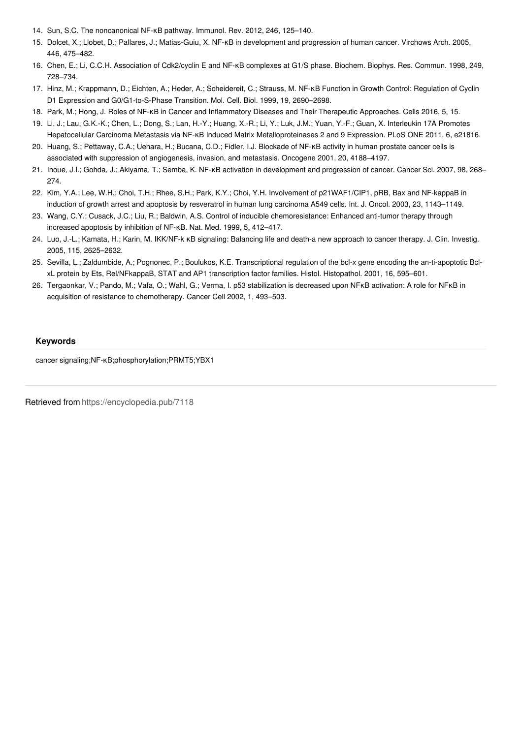14. Sun, S.C. The noncanonical NF-κB pathway. Immunol. Rev. 2012, 246, 125–140.
15. Dolcet, X.; Llobet, D.; Pallares, J.; Matias-Guiu, X. NF-κB in development and progression of human cancer. Virchows Arch. 2005, 446, 475–482.
16. Chen, E.; Li, C.C.H. Association of Cdk2/cyclin E and NF-κB complexes at G1/S phase. Biochem. Biophys. Res. Commun. 1998, 249, 728–734.
17. Hinz, M.; Krappmann, D.; Eichten, A.; Heder, A.; Scheidereit, C.; Strauss, M. NF-κB Function in Growth Control: Regulation of Cyclin D1 Expression and G0/G1-to-S-Phase Transition. Mol. Cell. Biol. 1999, 19, 2690–2698.
18. Park, M.; Hong, J. Roles of NF-κB in Cancer and Inflammatory Diseases and Their Therapeutic Approaches. Cells 2016, 5, 15.
19. Li, J.; Lau, G.K.-K.; Chen, L.; Dong, S.; Lan, H.-Y.; Huang, X.-R.; Li, Y.; Luk, J.M.; Yuan, Y.-F.; Guan, X. Interleukin 17A Promotes Hepatocellular Carcinoma Metastasis via NF-κB Induced Matrix Metalloproteinases 2 and 9 Expression. PLoS ONE 2011, 6, e21816.
20. Huang, S.; Pettaway, C.A.; Uehara, H.; Bucana, C.D.; Fidler, I.J. Blockade of NF-κB activity in human prostate cancer cells is associated with suppression of angiogenesis, invasion, and metastasis. Oncogene 2001, 20, 4188–4197.
21. Inoue, J.I.; Gohda, J.; Akiyama, T.; Semba, K. NF-κB activation in development and progression of cancer. Cancer Sci. 2007, 98, 268–274.
22. Kim, Y.A.; Lee, W.H.; Choi, T.H.; Rhee, S.H.; Park, K.Y.; Choi, Y.H. Involvement of p21WAF1/CIP1, pRB, Bax and NF-kappaB in induction of growth arrest and apoptosis by resveratrol in human lung carcinoma A549 cells. Int. J. Oncol. 2003, 23, 1143–1149.
23. Wang, C.Y.; Cusack, J.C.; Liu, R.; Baldwin, A.S. Control of inducible chemoresistance: Enhanced anti-tumor therapy through increased apoptosis by inhibition of NF-κB. Nat. Med. 1999, 5, 412–417.
24. Luo, J.-L.; Kamata, H.; Karin, M. IKK/NF-k κB signaling: Balancing life and death-a new approach to cancer therapy. J. Clin. Investig. 2005, 115, 2625–2632.
25. Sevilla, L.; Zaldumbide, A.; Pognonec, P.; Boulukos, K.E. Transcriptional regulation of the bcl-x gene encoding the an-ti-apoptotic Bcl-xL protein by Ets, Rel/NFkappaB, STAT and AP1 transcription factor families. Histol. Histopathol. 2001, 16, 595–601.
26. Tergaonkar, V.; Pando, M.; Vafa, O.; Wahl, G.; Verma, I. p53 stabilization is decreased upon NFκB activation: A role for NFκB in acquisition of resistance to chemotherapy. Cancer Cell 2002, 1, 493–503.

### Keywords

cancer signaling;NF-κB;phosphorylation;PRMT5;YBX1

Retrieved from https://encyclopedia.pub/7118